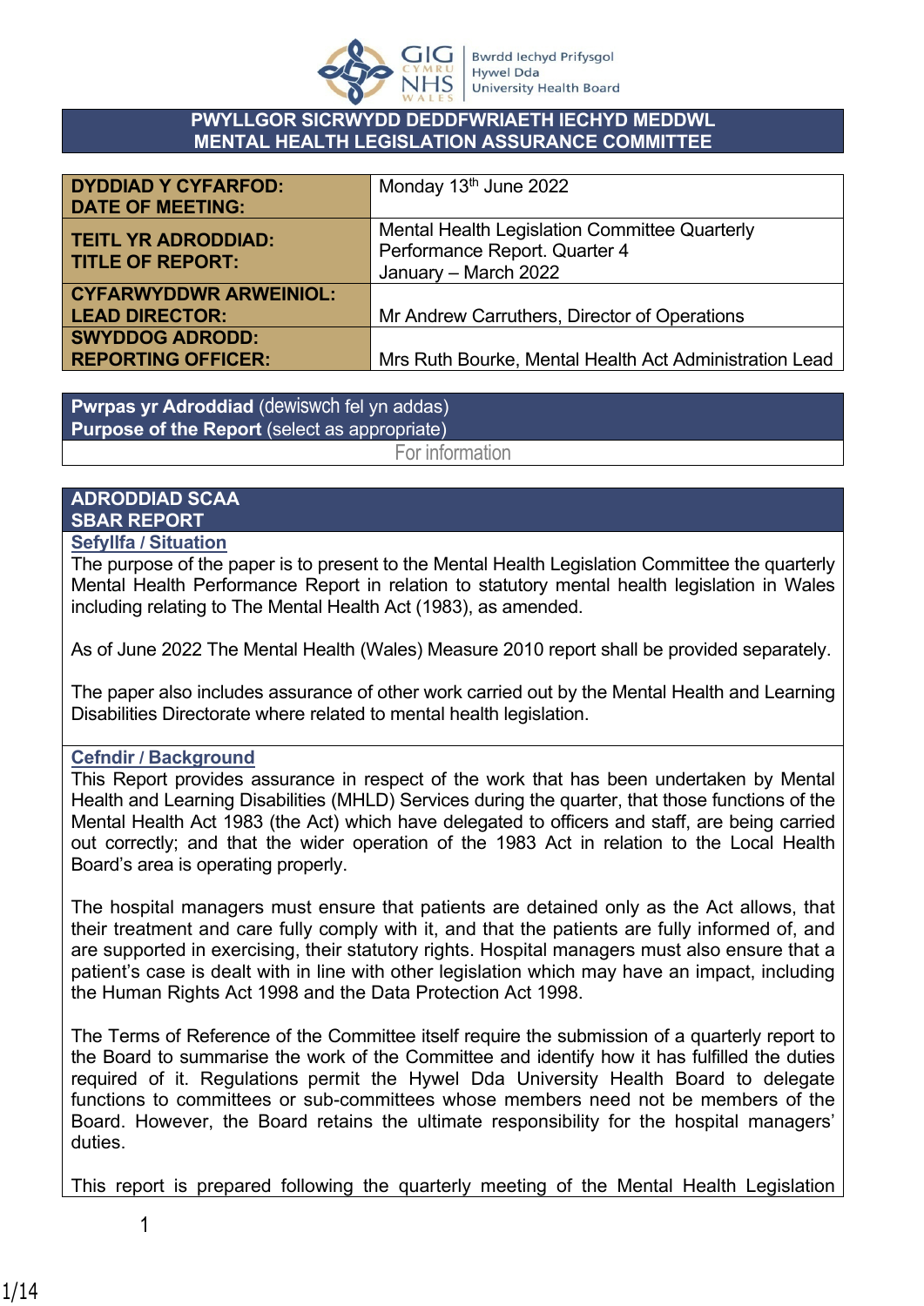# PWYLLGOR SICRWYDD DEDDFWRIAETH IECHYD MEDDWL
# MENTAL HEALTH LEGISLATION ASSURANCE COMMITTEE

| | |
|---|---|
| **DYDDIAD Y CYFARFOD: DATE OF MEETING:** | Monday 13th June 2022 |
| **TEITL YR ADRODDIAD: TITLE OF REPORT:** | Mental Health Legislation Committee Quarterly Performance Report. Quarter 4 January – March 2022 |
| **CYFARWYDDWR ARWEINIOL: LEAD DIRECTOR:** | Mr Andrew Carruthers, Director of Operations |
| **SWYDDOG ADRODD: REPORTING OFFICER:** | Mrs Ruth Bourke, Mental Health Act Administration Lead |

| **Pwrpas yr Adroddiad** (dewiswch fel yn addas) **Purpose of the Report** (select as appropriate) |
|---|
| For information |

## ADRODDIAD SCAA
## SBAR REPORT

### Sefyllfa / Situation

The purpose of the paper is to present to the Mental Health Legislation Committee the quarterly Mental Health Performance Report in relation to statutory mental health legislation in Wales including relating to The Mental Health Act (1983), as amended.

As of June 2022 The Mental Health (Wales) Measure 2010 report shall be provided separately.

The paper also includes assurance of other work carried out by the Mental Health and Learning Disabilities Directorate where related to mental health legislation.

### Cefndir / Background

This Report provides assurance in respect of the work that has been undertaken by Mental Health and Learning Disabilities (MHLD) Services during the quarter, that those functions of the Mental Health Act 1983 (the Act) which have delegated to officers and staff, are being carried out correctly; and that the wider operation of the 1983 Act in relation to the Local Health Board's area is operating properly.

The hospital managers must ensure that patients are detained only as the Act allows, that their treatment and care fully comply with it, and that the patients are fully informed of, and are supported in exercising, their statutory rights. Hospital managers must also ensure that a patient's case is dealt with in line with other legislation which may have an impact, including the Human Rights Act 1998 and the Data Protection Act 1998.

The Terms of Reference of the Committee itself require the submission of a quarterly report to the Board to summarise the work of the Committee and identify how it has fulfilled the duties required of it. Regulations permit the Hywel Dda University Health Board to delegate functions to committees or sub-committees whose members need not be members of the Board. However, the Board retains the ultimate responsibility for the hospital managers' duties.

This report is prepared following the quarterly meeting of the Mental Health Legislation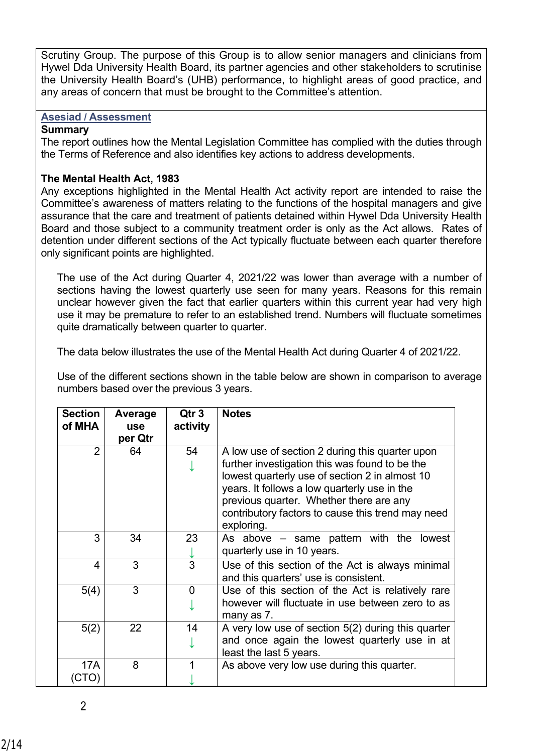Scrutiny Group. The purpose of this Group is to allow senior managers and clinicians from Hywel Dda University Health Board, its partner agencies and other stakeholders to scrutinise the University Health Board's (UHB) performance, to highlight areas of good practice, and any areas of concern that must be brought to the Committee's attention.

## Asesiad / Assessment

**Summary**

The report outlines how the Mental Legislation Committee has complied with the duties through the Terms of Reference and also identifies key actions to address developments.

**The Mental Health Act, 1983**

Any exceptions highlighted in the Mental Health Act activity report are intended to raise the Committee's awareness of matters relating to the functions of the hospital managers and give assurance that the care and treatment of patients detained within Hywel Dda University Health Board and those subject to a community treatment order is only as the Act allows. Rates of detention under different sections of the Act typically fluctuate between each quarter therefore only significant points are highlighted.

The use of the Act during Quarter 4, 2021/22 was lower than average with a number of sections having the lowest quarterly use seen for many years. Reasons for this remain unclear however given the fact that earlier quarters within this current year had very high use it may be premature to refer to an established trend. Numbers will fluctuate sometimes quite dramatically between quarter to quarter.

The data below illustrates the use of the Mental Health Act during Quarter 4 of 2021/22.

Use of the different sections shown in the table below are shown in comparison to average numbers based over the previous 3 years.

| Section of MHA | Average use per Qtr | Qtr 3 activity | Notes |
|---|---|---|---|
| 2 | 64 | 54 ↓ | A low use of section 2 during this quarter upon further investigation this was found to be the lowest quarterly use of section 2 in almost 10 years. It follows a low quarterly use in the previous quarter. Whether there are any contributory factors to cause this trend may need exploring. |
| 3 | 34 | 23 ↓ | As above – same pattern with the lowest quarterly use in 10 years. |
| 4 | 3 | 3 | Use of this section of the Act is always minimal and this quarters' use is consistent. |
| 5(4) | 3 | 0 ↓ | Use of this section of the Act is relatively rare however will fluctuate in use between zero to as many as 7. |
| 5(2) | 22 | 14 ↓ | A very low use of section 5(2) during this quarter and once again the lowest quarterly use in at least the last 5 years. |
| 17A (CTO) | 8 | 1 ↓ | As above very low use during this quarter. |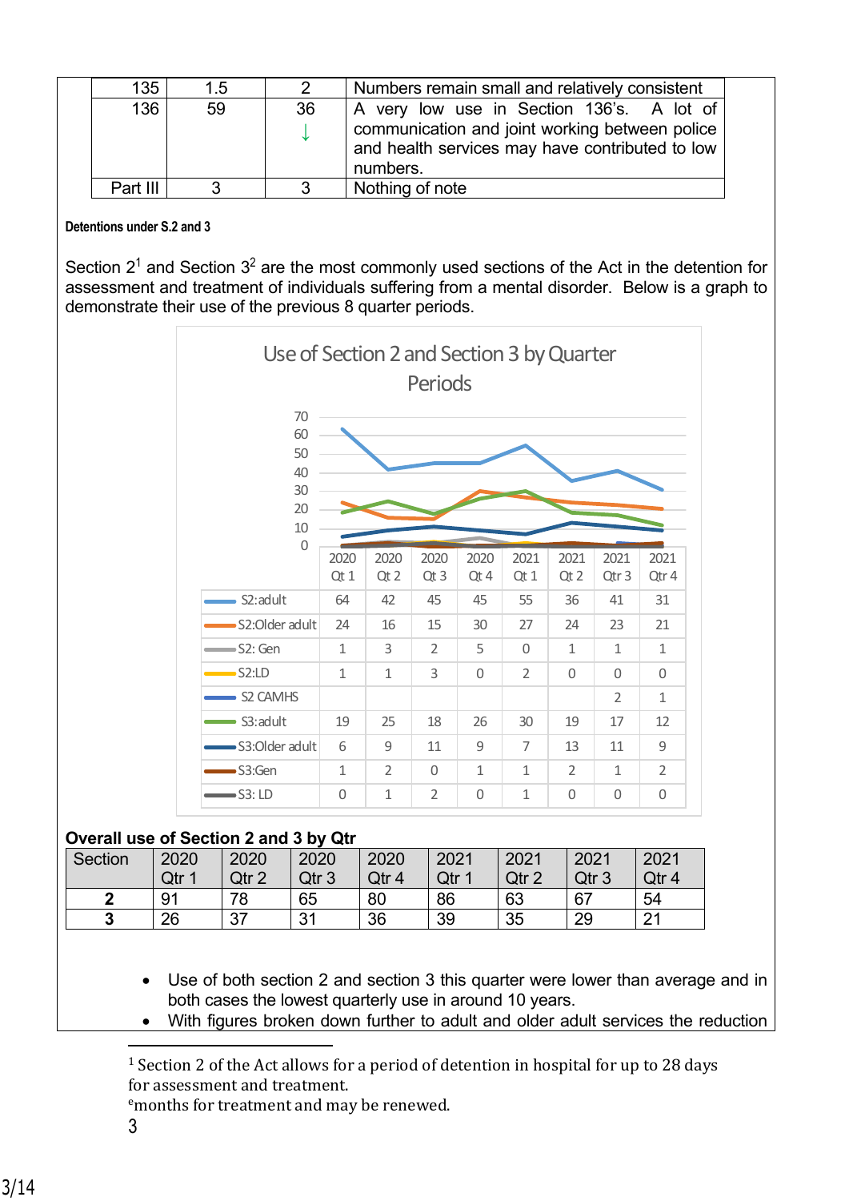| 135 | 1.5 | 2 | Numbers remain small and relatively consistent |
|---|---|---|---|
| 136 | 59 | 36 ↓ | A very low use in Section 136's. A lot of communication and joint working between police and health services may have contributed to low numbers. |
| Part III | 3 | 3 | Nothing of note |

**Detentions under S.2 and 3**

Section 2[1] and Section 3[2] are the most commonly used sections of the Act in the detention for assessment and treatment of individuals suffering from a mental disorder. Below is a graph to demonstrate their use of the previous 8 quarter periods.

**Use of Section 2 and Section 3 by Quarter Periods**

| | 2020 Qt 1 | 2020 Qt 2 | 2020 Qt 3 | 2020 Qt 4 | 2021 Qt 1 | 2021 Qt 2 | 2021 Qtr 3 | 2021 Qtr 4 |
|---|---|---|---|---|---|---|---|---|
| S2:adult | 64 | 42 | 45 | 45 | 55 | 36 | 41 | 31 |
| S2:Older adult | 24 | 16 | 15 | 30 | 27 | 24 | 23 | 21 |
| S2: Gen | 1 | 3 | 2 | 5 | 0 | 1 | 1 | 1 |
| S2:LD | 1 | 1 | 3 | 0 | 2 | 0 | 0 | 0 |
| S2 CAMHS | | | | | | | 2 | 1 |
| S3:adult | 19 | 25 | 18 | 26 | 30 | 19 | 17 | 12 |
| S3:Older adult | 6 | 9 | 11 | 9 | 7 | 13 | 11 | 9 |
| S3:Gen | 1 | 2 | 0 | 1 | 1 | 2 | 1 | 2 |
| S3: LD | 0 | 1 | 2 | 0 | 1 | 0 | 0 | 0 |

**Overall use of Section 2 and 3 by Qtr**

| Section | 2020 Qtr 1 | 2020 Qtr 2 | 2020 Qtr 3 | 2020 Qtr 4 | 2021 Qtr 1 | 2021 Qtr 2 | 2021 Qtr 3 | 2021 Qtr 4 |
|---|---|---|---|---|---|---|---|---|
| **2** | 91 | 78 | 65 | 80 | 86 | 63 | 67 | 54 |
| **3** | 26 | 37 | 31 | 36 | 39 | 35 | 29 | 21 |

- Use of both section 2 and section 3 this quarter were lower than average and in both cases the lowest quarterly use in around 10 years.
- With figures broken down further to adult and older adult services the reduction

[1] Section 2 of the Act allows for a period of detention in hospital for up to 28 days for assessment and treatment.
[e]months for treatment and may be renewed.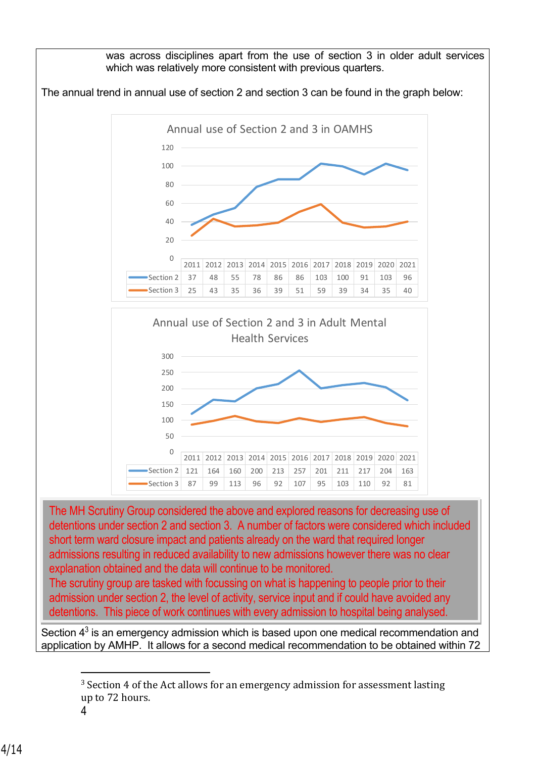was across disciplines apart from the use of section 3 in older adult services which was relatively more consistent with previous quarters.

The annual trend in annual use of section 2 and section 3 can be found in the graph below:

**Annual use of Section 2 and 3 in OAMHS**

| | 2011 | 2012 | 2013 | 2014 | 2015 | 2016 | 2017 | 2018 | 2019 | 2020 | 2021 |
|---|---|---|---|---|---|---|---|---|---|---|---|
| Section 2 | 37 | 48 | 55 | 78 | 86 | 86 | 103 | 100 | 91 | 103 | 96 |
| Section 3 | 25 | 43 | 35 | 36 | 39 | 51 | 59 | 39 | 34 | 35 | 40 |

**Annual use of Section 2 and 3 in Adult Mental Health Services**

| | 2011 | 2012 | 2013 | 2014 | 2015 | 2016 | 2017 | 2018 | 2019 | 2020 | 2021 |
|---|---|---|---|---|---|---|---|---|---|---|---|
| Section 2 | 121 | 164 | 160 | 200 | 213 | 257 | 201 | 211 | 217 | 204 | 163 |
| Section 3 | 87 | 99 | 113 | 96 | 92 | 107 | 95 | 103 | 110 | 92 | 81 |

The MH Scrutiny Group considered the above and explored reasons for decreasing use of detentions under section 2 and section 3. A number of factors were considered which included short term ward closure impact and patients already on the ward that required longer admissions resulting in reduced availability to new admissions however there was no clear explanation obtained and the data will continue to be monitored.
The scrutiny group are tasked with focussing on what is happening to people prior to their admission under section 2, the level of activity, service input and if could have avoided any detentions. This piece of work continues with every admission to hospital being analysed.

Section 4[3] is an emergency admission which is based upon one medical recommendation and application by AMHP. It allows for a second medical recommendation to be obtained within 72

[3] Section 4 of the Act allows for an emergency admission for assessment lasting up to 72 hours.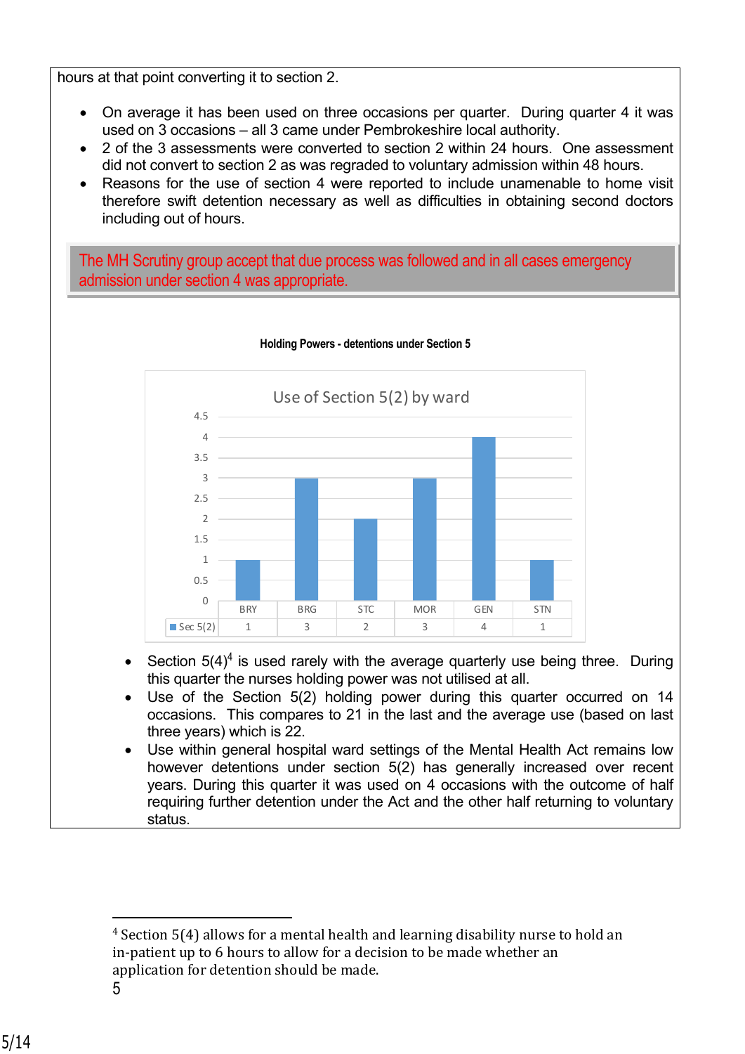hours at that point converting it to section 2.

- On average it has been used on three occasions per quarter. During quarter 4 it was used on 3 occasions – all 3 came under Pembrokeshire local authority.
- 2 of the 3 assessments were converted to section 2 within 24 hours. One assessment did not convert to section 2 as was regraded to voluntary admission within 48 hours.
- Reasons for the use of section 4 were reported to include unamenable to home visit therefore swift detention necessary as well as difficulties in obtaining second doctors including out of hours.

The MH Scrutiny group accept that due process was followed and in all cases emergency admission under section 4 was appropriate.

**Holding Powers - detentions under Section 5**

Use of Section 5(2) by ward

| | BRY | BRG | STC | MOR | GEN | STN |
|---|---|---|---|---|---|---|
| Sec 5(2) | 1 | 3 | 2 | 3 | 4 | 1 |

- Section 5(4)[4] is used rarely with the average quarterly use being three. During this quarter the nurses holding power was not utilised at all.
- Use of the Section 5(2) holding power during this quarter occurred on 14 occasions. This compares to 21 in the last and the average use (based on last three years) which is 22.
- Use within general hospital ward settings of the Mental Health Act remains low however detentions under section 5(2) has generally increased over recent years. During this quarter it was used on 4 occasions with the outcome of half requiring further detention under the Act and the other half returning to voluntary status.

[4] Section 5(4) allows for a mental health and learning disability nurse to hold an in-patient up to 6 hours to allow for a decision to be made whether an application for detention should be made.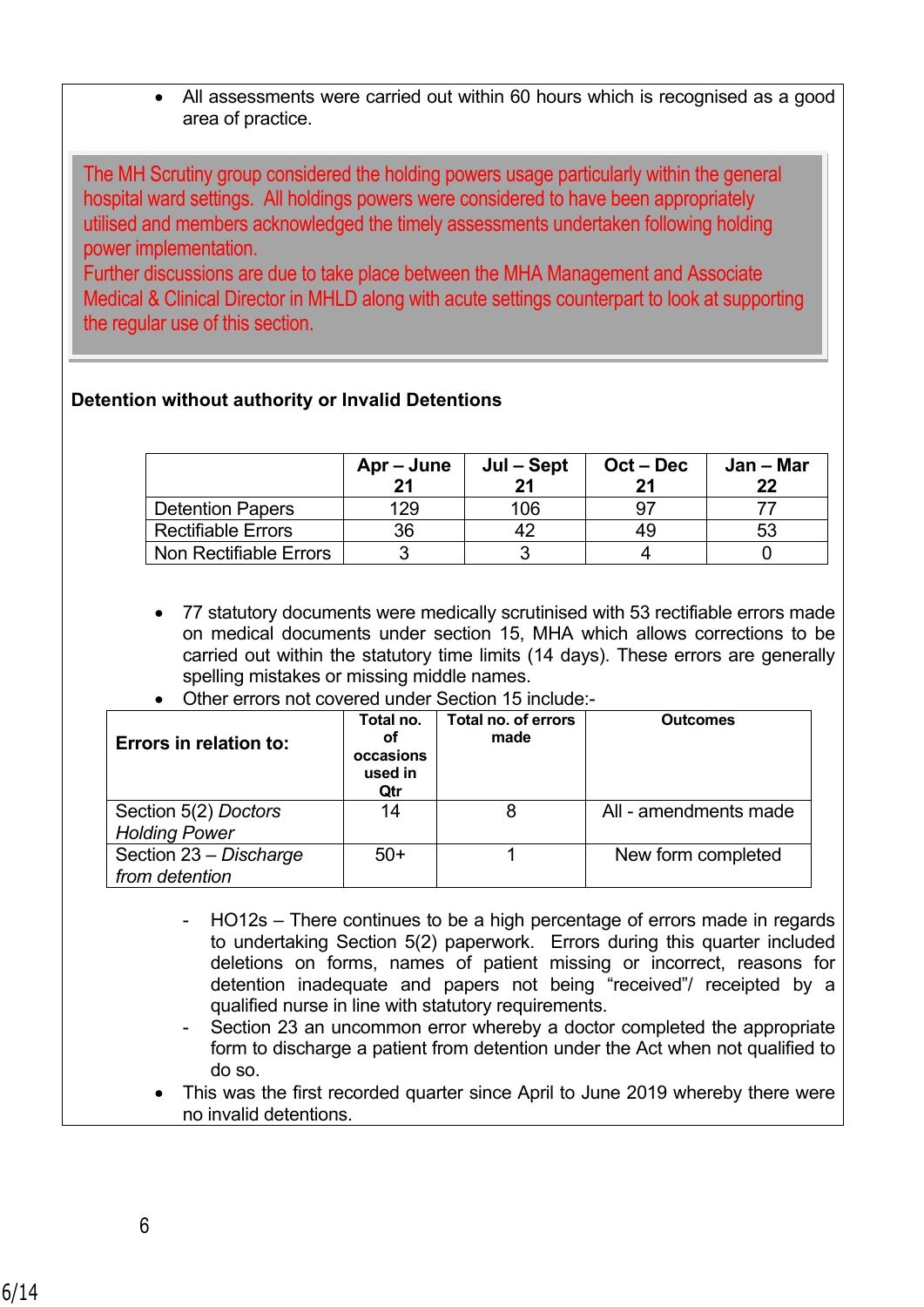- All assessments were carried out within 60 hours which is recognised as a good area of practice.

The MH Scrutiny group considered the holding powers usage particularly within the general hospital ward settings. All holdings powers were considered to have been appropriately utilised and members acknowledged the timely assessments undertaken following holding power implementation.
Further discussions are due to take place between the MHA Management and Associate Medical & Clinical Director in MHLD along with acute settings counterpart to look at supporting the regular use of this section.

**Detention without authority or Invalid Detentions**

| | Apr – June 21 | Jul – Sept 21 | Oct – Dec 21 | Jan – Mar 22 |
|---|---|---|---|---|
| Detention Papers | 129 | 106 | 97 | 77 |
| Rectifiable Errors | 36 | 42 | 49 | 53 |
| Non Rectifiable Errors | 3 | 3 | 4 | 0 |

- 77 statutory documents were medically scrutinised with 53 rectifiable errors made on medical documents under section 15, MHA which allows corrections to be carried out within the statutory time limits (14 days). These errors are generally spelling mistakes or missing middle names.
- Other errors not covered under Section 15 include:-

| Errors in relation to: | Total no. of occasions used in Qtr | Total no. of errors made | Outcomes |
|---|---|---|---|
| Section 5(2) *Doctors Holding Power* | 14 | 8 | All - amendments made |
| Section 23 – *Discharge from detention* | 50+ | 1 | New form completed |

- HO12s – There continues to be a high percentage of errors made in regards to undertaking Section 5(2) paperwork. Errors during this quarter included deletions on forms, names of patient missing or incorrect, reasons for detention inadequate and papers not being "received"/ receipted by a qualified nurse in line with statutory requirements.
- Section 23 an uncommon error whereby a doctor completed the appropriate form to discharge a patient from detention under the Act when not qualified to do so.

- This was the first recorded quarter since April to June 2019 whereby there were no invalid detentions.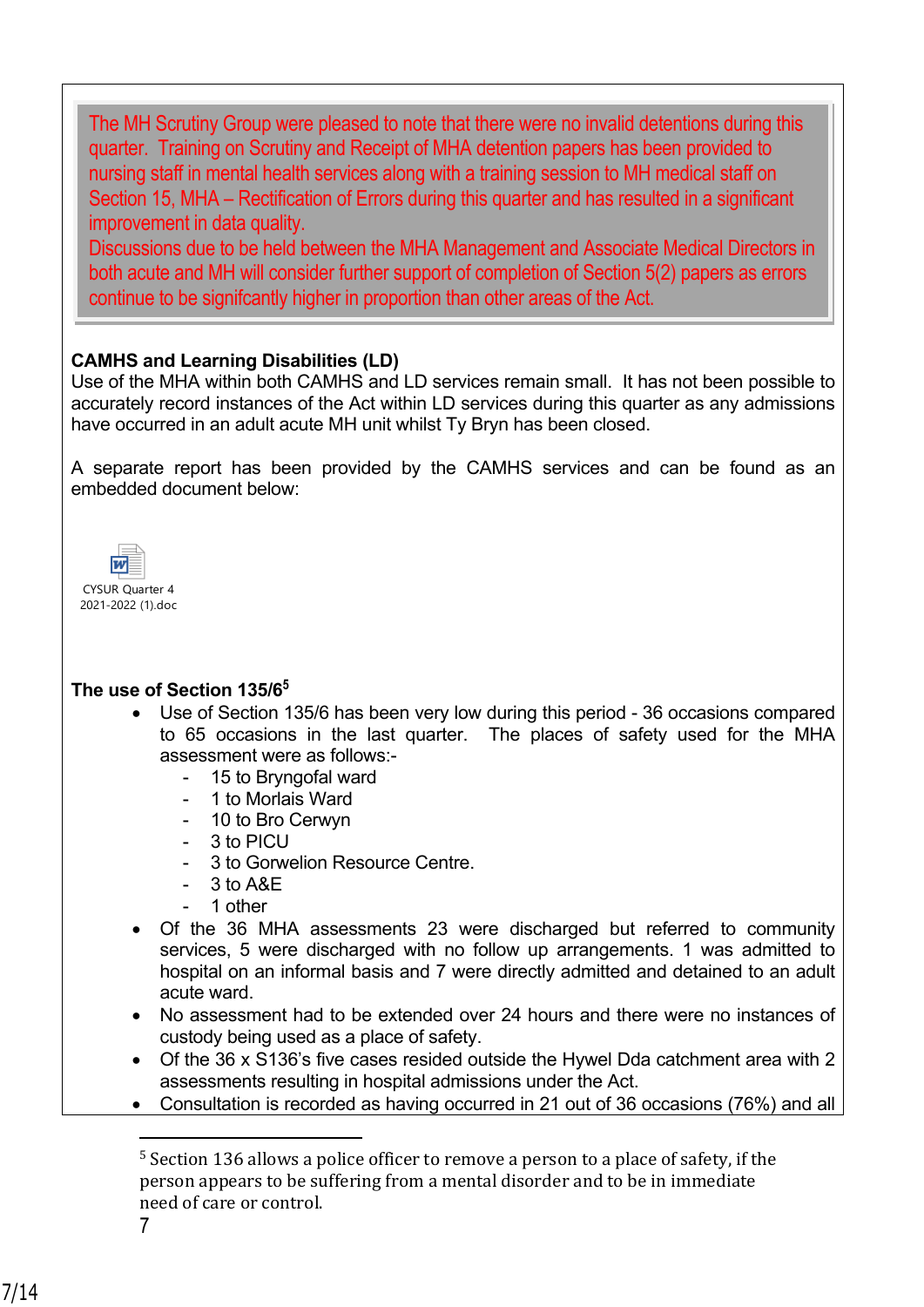The MH Scrutiny Group were pleased to note that there were no invalid detentions during this quarter. Training on Scrutiny and Receipt of MHA detention papers has been provided to nursing staff in mental health services along with a training session to MH medical staff on Section 15, MHA – Rectification of Errors during this quarter and has resulted in a significant improvement in data quality.
Discussions due to be held between the MHA Management and Associate Medical Directors in both acute and MH will consider further support of completion of Section 5(2) papers as errors continue to be signifcantly higher in proportion than other areas of the Act.

**CAMHS and Learning Disabilities (LD)**
Use of the MHA within both CAMHS and LD services remain small. It has not been possible to accurately record instances of the Act within LD services during this quarter as any admissions have occurred in an adult acute MH unit whilst Ty Bryn has been closed.

A separate report has been provided by the CAMHS services and can be found as an embedded document below:

CYSUR Quarter 4 2021-2022 (1).doc

**The use of Section 135/6[5]**

- Use of Section 135/6 has been very low during this period - 36 occasions compared to 65 occasions in the last quarter. The places of safety used for the MHA assessment were as follows:-
  - 15 to Bryngofal ward
  - 1 to Morlais Ward
  - 10 to Bro Cerwyn
  - 3 to PICU
  - 3 to Gorwelion Resource Centre.
  - 3 to A&E
  - 1 other
- Of the 36 MHA assessments 23 were discharged but referred to community services, 5 were discharged with no follow up arrangements. 1 was admitted to hospital on an informal basis and 7 were directly admitted and detained to an adult acute ward.
- No assessment had to be extended over 24 hours and there were no instances of custody being used as a place of safety.
- Of the 36 x S136's five cases resided outside the Hywel Dda catchment area with 2 assessments resulting in hospital admissions under the Act.
- Consultation is recorded as having occurred in 21 out of 36 occasions (76%) and all

[5] Section 136 allows a police officer to remove a person to a place of safety, if the person appears to be suffering from a mental disorder and to be in immediate need of care or control.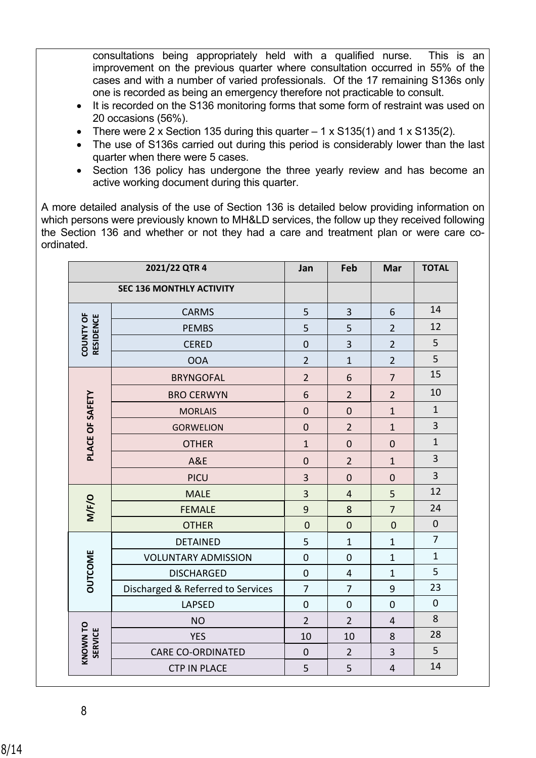consultations being appropriately held with a qualified nurse. This is an improvement on the previous quarter where consultation occurred in 55% of the cases and with a number of varied professionals. Of the 17 remaining S136s only one is recorded as being an emergency therefore not practicable to consult.

- It is recorded on the S136 monitoring forms that some form of restraint was used on 20 occasions (56%).
- There were 2 x Section 135 during this quarter – 1 x S135(1) and 1 x S135(2).
- The use of S136s carried out during this period is considerably lower than the last quarter when there were 5 cases.
- Section 136 policy has undergone the three yearly review and has become an active working document during this quarter.

A more detailed analysis of the use of Section 136 is detailed below providing information on which persons were previously known to MH&LD services, the follow up they received following the Section 136 and whether or not they had a care and treatment plan or were care co-ordinated.

| 2021/22 QTR 4 | | Jan | Feb | Mar | TOTAL |
|---|---|---|---|---|---|
| SEC 136 MONTHLY ACTIVITY | | | | | |
| COUNTY OF RESIDENCE | CARMS | 5 | 3 | 6 | 14 |
| | PEMBS | 5 | 5 | 2 | 12 |
| | CERED | 0 | 3 | 2 | 5 |
| | OOA | 2 | 1 | 2 | 5 |
| PLACE OF SAFETY | BRYNGOFAL | 2 | 6 | 7 | 15 |
| | BRO CERWYN | 6 | 2 | 2 | 10 |
| | MORLAIS | 0 | 0 | 1 | 1 |
| | GORWELION | 0 | 2 | 1 | 3 |
| | OTHER | 1 | 0 | 0 | 1 |
| | A&E | 0 | 2 | 1 | 3 |
| | PICU | 3 | 0 | 0 | 3 |
| M/F/O | MALE | 3 | 4 | 5 | 12 |
| | FEMALE | 9 | 8 | 7 | 24 |
| | OTHER | 0 | 0 | 0 | 0 |
| OUTCOME | DETAINED | 5 | 1 | 1 | 7 |
| | VOLUNTARY ADMISSION | 0 | 0 | 1 | 1 |
| | DISCHARGED | 0 | 4 | 1 | 5 |
| | Discharged & Referred to Services | 7 | 7 | 9 | 23 |
| | LAPSED | 0 | 0 | 0 | 0 |
| KNOWN TO SERVICE | NO | 2 | 2 | 4 | 8 |
| | YES | 10 | 10 | 8 | 28 |
| | CARE CO-ORDINATED | 0 | 2 | 3 | 5 |
| | CTP IN PLACE | 5 | 5 | 4 | 14 |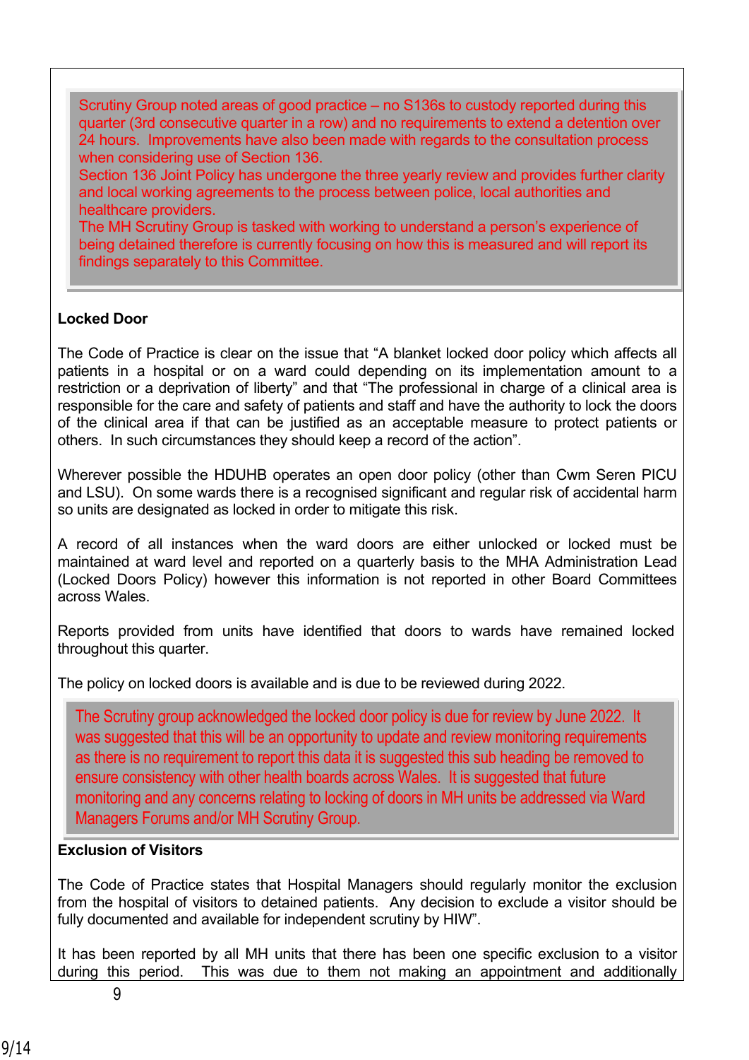Scrutiny Group noted areas of good practice – no S136s to custody reported during this quarter (3rd consecutive quarter in a row) and no requirements to extend a detention over 24 hours. Improvements have also been made with regards to the consultation process when considering use of Section 136.
Section 136 Joint Policy has undergone the three yearly review and provides further clarity and local working agreements to the process between police, local authorities and healthcare providers.
The MH Scrutiny Group is tasked with working to understand a person's experience of being detained therefore is currently focusing on how this is measured and will report its findings separately to this Committee.

**Locked Door**

The Code of Practice is clear on the issue that "A blanket locked door policy which affects all patients in a hospital or on a ward could depending on its implementation amount to a restriction or a deprivation of liberty" and that "The professional in charge of a clinical area is responsible for the care and safety of patients and staff and have the authority to lock the doors of the clinical area if that can be justified as an acceptable measure to protect patients or others. In such circumstances they should keep a record of the action".

Wherever possible the HDUHB operates an open door policy (other than Cwm Seren PICU and LSU). On some wards there is a recognised significant and regular risk of accidental harm so units are designated as locked in order to mitigate this risk.

A record of all instances when the ward doors are either unlocked or locked must be maintained at ward level and reported on a quarterly basis to the MHA Administration Lead (Locked Doors Policy) however this information is not reported in other Board Committees across Wales.

Reports provided from units have identified that doors to wards have remained locked throughout this quarter.

The policy on locked doors is available and is due to be reviewed during 2022.

The Scrutiny group acknowledged the locked door policy is due for review by June 2022. It was suggested that this will be an opportunity to update and review monitoring requirements as there is no requirement to report this data it is suggested this sub heading be removed to ensure consistency with other health boards across Wales. It is suggested that future monitoring and any concerns relating to locking of doors in MH units be addressed via Ward Managers Forums and/or MH Scrutiny Group.

**Exclusion of Visitors**

The Code of Practice states that Hospital Managers should regularly monitor the exclusion from the hospital of visitors to detained patients. Any decision to exclude a visitor should be fully documented and available for independent scrutiny by HIW".

It has been reported by all MH units that there has been one specific exclusion to a visitor during this period. This was due to them not making an appointment and additionally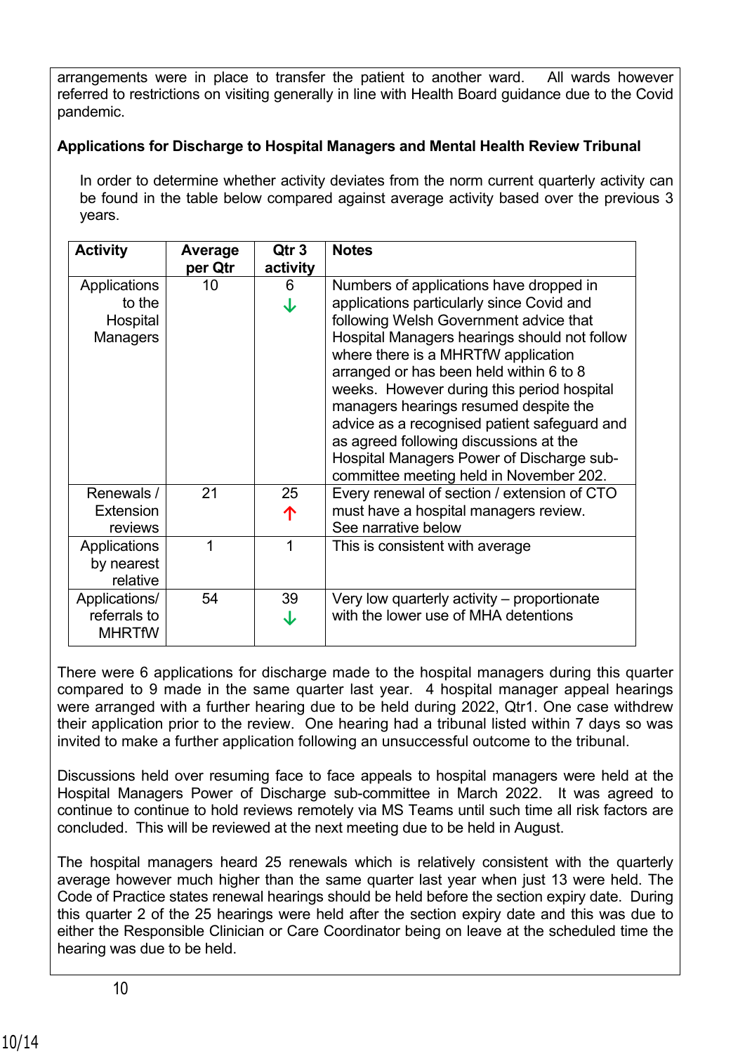arrangements were in place to transfer the patient to another ward. All wards however referred to restrictions on visiting generally in line with Health Board guidance due to the Covid pandemic.

**Applications for Discharge to Hospital Managers and Mental Health Review Tribunal**

In order to determine whether activity deviates from the norm current quarterly activity can be found in the table below compared against average activity based over the previous 3 years.

| Activity | Average per Qtr | Qtr 3 activity | Notes |
|---|---|---|---|
| Applications to the Hospital Managers | 10 | 6 ↓ | Numbers of applications have dropped in applications particularly since Covid and following Welsh Government advice that Hospital Managers hearings should not follow where there is a MHRTfW application arranged or has been held within 6 to 8 weeks. However during this period hospital managers hearings resumed despite the advice as a recognised patient safeguard and as agreed following discussions at the Hospital Managers Power of Discharge sub-committee meeting held in November 202. |
| Renewals / Extension reviews | 21 | 25 ↑ | Every renewal of section / extension of CTO must have a hospital managers review. See narrative below |
| Applications by nearest relative | 1 | 1 | This is consistent with average |
| Applications/ referrals to MHRTfW | 54 | 39 ↓ | Very low quarterly activity – proportionate with the lower use of MHA detentions |

There were 6 applications for discharge made to the hospital managers during this quarter compared to 9 made in the same quarter last year. 4 hospital manager appeal hearings were arranged with a further hearing due to be held during 2022, Qtr1. One case withdrew their application prior to the review. One hearing had a tribunal listed within 7 days so was invited to make a further application following an unsuccessful outcome to the tribunal.

Discussions held over resuming face to face appeals to hospital managers were held at the Hospital Managers Power of Discharge sub-committee in March 2022. It was agreed to continue to hold reviews remotely via MS Teams until such time all risk factors are concluded. This will be reviewed at the next meeting due to be held in August.

The hospital managers heard 25 renewals which is relatively consistent with the quarterly average however much higher than the same quarter last year when just 13 were held. The Code of Practice states renewal hearings should be held before the section expiry date. During this quarter 2 of the 25 hearings were held after the section expiry date and this was due to either the Responsible Clinician or Care Coordinator being on leave at the scheduled time the hearing was due to be held.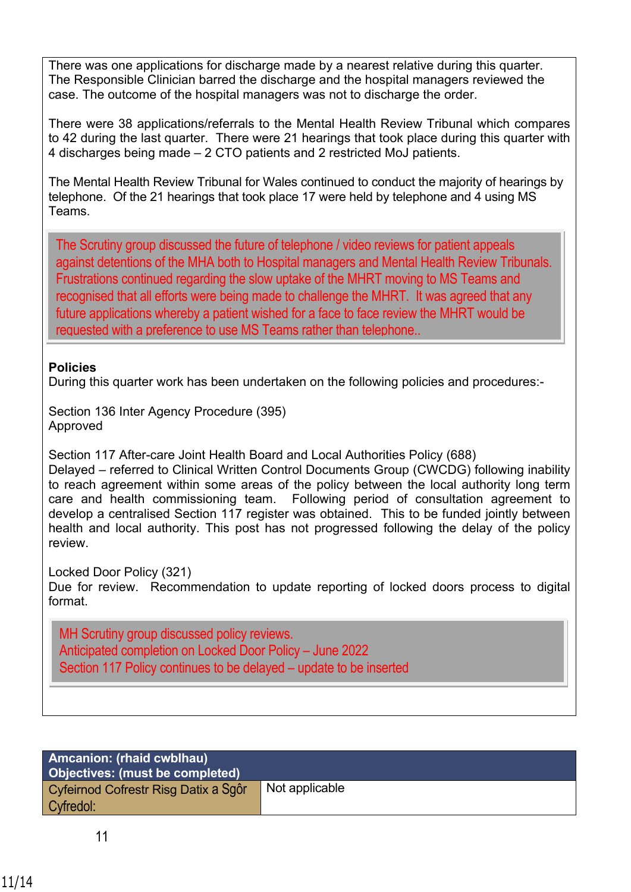There was one applications for discharge made by a nearest relative during this quarter. The Responsible Clinician barred the discharge and the hospital managers reviewed the case. The outcome of the hospital managers was not to discharge the order.

There were 38 applications/referrals to the Mental Health Review Tribunal which compares to 42 during the last quarter. There were 21 hearings that took place during this quarter with 4 discharges being made – 2 CTO patients and 2 restricted MoJ patients.

The Mental Health Review Tribunal for Wales continued to conduct the majority of hearings by telephone. Of the 21 hearings that took place 17 were held by telephone and 4 using MS Teams.

The Scrutiny group discussed the future of telephone / video reviews for patient appeals against detentions of the MHA both to Hospital managers and Mental Health Review Tribunals. Frustrations continued regarding the slow uptake of the MHRT moving to MS Teams and recognised that all efforts were being made to challenge the MHRT. It was agreed that any future applications whereby a patient wished for a face to face review the MHRT would be requested with a preference to use MS Teams rather than telephone..

**Policies**
During this quarter work has been undertaken on the following policies and procedures:-

Section 136 Inter Agency Procedure (395)
Approved

Section 117 After-care Joint Health Board and Local Authorities Policy (688)
Delayed – referred to Clinical Written Control Documents Group (CWCDG) following inability to reach agreement within some areas of the policy between the local authority long term care and health commissioning team. Following period of consultation agreement to develop a centralised Section 117 register was obtained. This to be funded jointly between health and local authority. This post has not progressed following the delay of the policy review.

Locked Door Policy (321)
Due for review. Recommendation to update reporting of locked doors process to digital format.

MH Scrutiny group discussed policy reviews.
Anticipated completion on Locked Door Policy – June 2022
Section 117 Policy continues to be delayed – update to be inserted

| **Amcanion: (rhaid cwblhau)**<br>**Objectives: (must be completed)** | |
|---|---|
| Cyfeirnod Cofrestr Risg Datix a Sgôr Cyfredol: | Not applicable |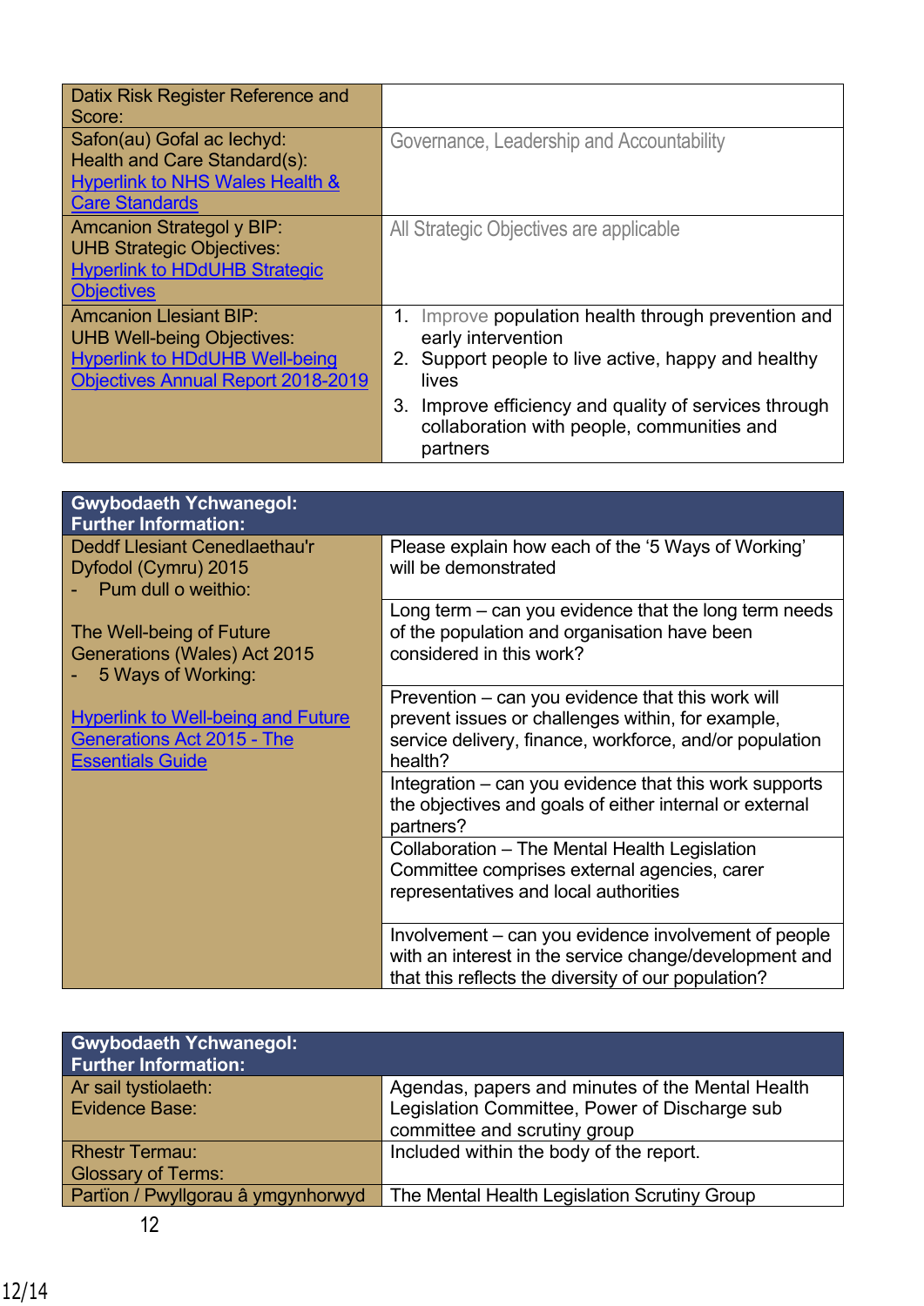| | |
|---|---|
| Datix Risk Register Reference and Score: | |
| Safon(au) Gofal ac Iechyd:<br>Health and Care Standard(s):<br>Hyperlink to NHS Wales Health & Care Standards | Governance, Leadership and Accountability |
| Amcanion Strategol y BIP:<br>UHB Strategic Objectives:<br>Hyperlink to HDdUHB Strategic Objectives | All Strategic Objectives are applicable |
| Amcanion Llesiant BIP:<br>UHB Well-being Objectives:<br>Hyperlink to HDdUHB Well-being Objectives Annual Report 2018-2019 | 1. Improve population health through prevention and early intervention<br>2. Support people to live active, happy and healthy lives<br>3. Improve efficiency and quality of services through collaboration with people, communities and partners |

| **Gwybodaeth Ychwanegol:<br>Further Information:** | |
|---|---|
| Deddf Llesiant Cenedlaethau'r Dyfodol (Cymru) 2015<br>- Pum dull o weithio:<br><br>The Well-being of Future Generations (Wales) Act 2015<br>- 5 Ways of Working:<br><br>Hyperlink to Well-being and Future Generations Act 2015 - The Essentials Guide | Please explain how each of the '5 Ways of Working' will be demonstrated |
| | Long term – can you evidence that the long term needs of the population and organisation have been considered in this work? |
| | Prevention – can you evidence that this work will prevent issues or challenges within, for example, service delivery, finance, workforce, and/or population health? |
| | Integration – can you evidence that this work supports the objectives and goals of either internal or external partners? |
| | Collaboration – The Mental Health Legislation Committee comprises external agencies, carer representatives and local authorities |
| | Involvement – can you evidence involvement of people with an interest in the service change/development and that this reflects the diversity of our population? |

| **Gwybodaeth Ychwanegol:<br>Further Information:** | |
|---|---|
| Ar sail tystiolaeth:<br>Evidence Base: | Agendas, papers and minutes of the Mental Health Legislation Committee, Power of Discharge sub committee and scrutiny group |
| Rhestr Termau:<br>Glossary of Terms: | Included within the body of the report. |
| Partïon / Pwyllgorau â ymgynhorwyd | The Mental Health Legislation Scrutiny Group |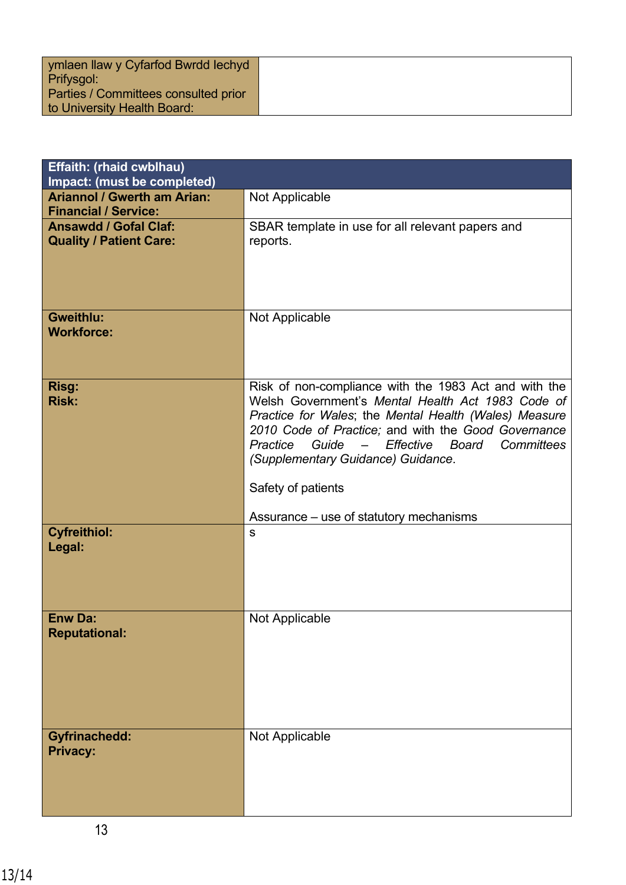| ymlaen llaw y Cyfarfod Bwrdd Iechyd Prifysgol:<br>Parties / Committees consulted prior to University Health Board: | |
|---|---|

| **Effaith: (rhaid cwblhau)<br>Impact: (must be completed)** | |
|---|---|
| **Ariannol / Gwerth am Arian:<br>Financial / Service:** | Not Applicable |
| **Ansawdd / Gofal Claf:<br>Quality / Patient Care:** | SBAR template in use for all relevant papers and reports. |
| **Gweithlu:<br>Workforce:** | Not Applicable |
| **Risg:<br>Risk:** | Risk of non-compliance with the 1983 Act and with the Welsh Government's *Mental Health Act 1983 Code of Practice for Wales*; the *Mental Health (Wales) Measure 2010 Code of Practice;* and with the *Good Governance Practice Guide – Effective Board Committees (Supplementary Guidance) Guidance*.<br><br>Safety of patients<br><br>Assurance – use of statutory mechanisms |
| **Cyfreithiol:<br>Legal:** | s |
| **Enw Da:<br>Reputational:** | Not Applicable |
| **Gyfrinachedd:<br>Privacy:** | Not Applicable |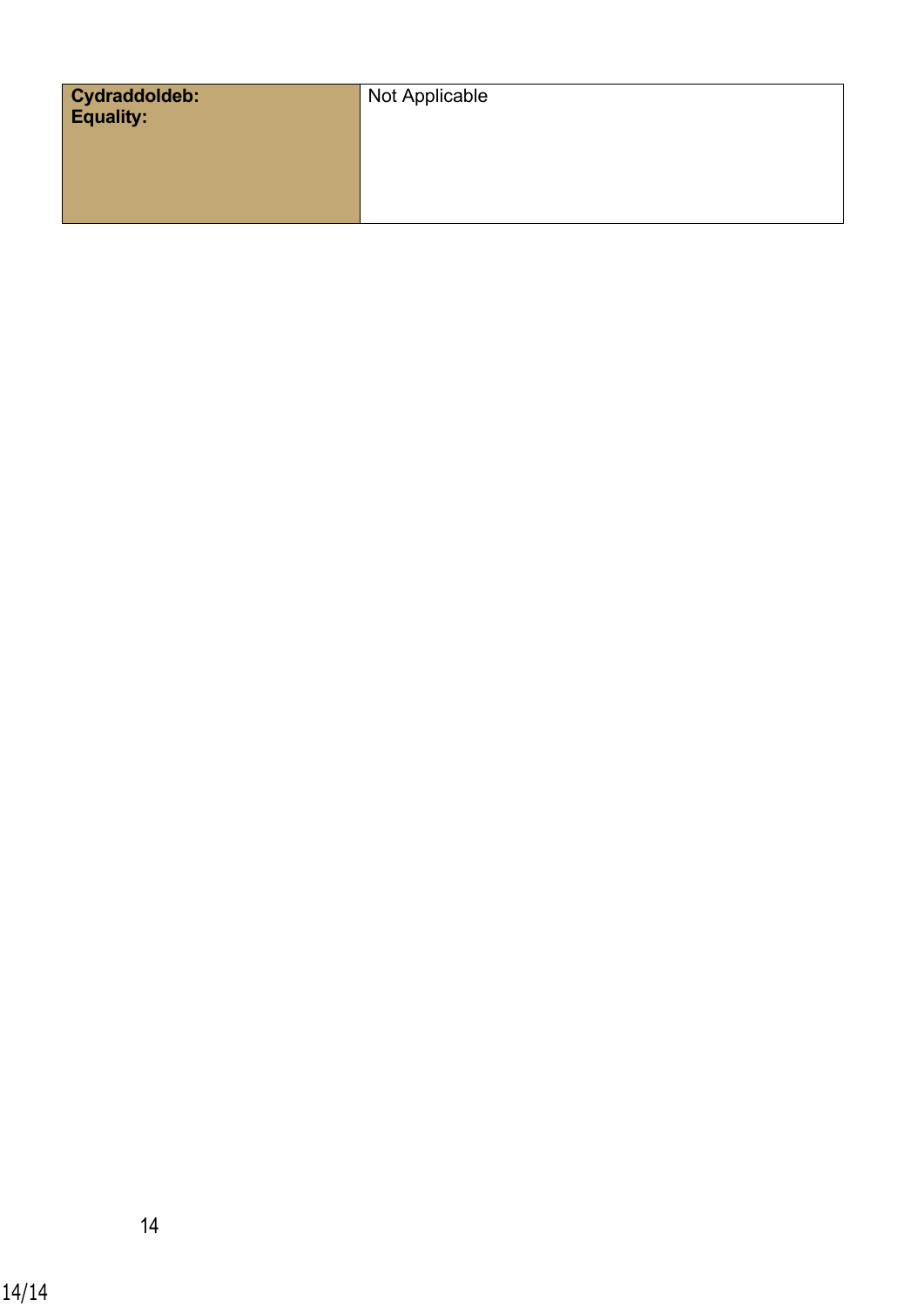| | |
|---|---|
| **Cydraddoldeb:**<br>**Equality:** | Not Applicable |